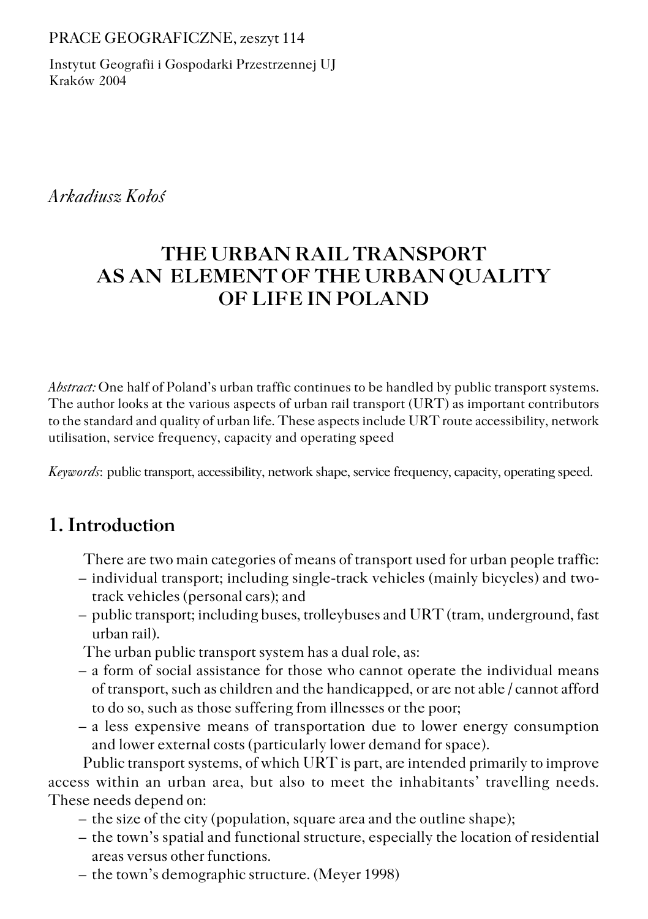PRACE GEOGRAFICZNE, zeszyt 114

Instytut Geografii i Gospodarki Przestrzennej UJ
Kraków 2004

*Arkadiusz Kołoś*

# THE URBAN RAIL TRANSPORT AS AN ELEMENT OF THE URBAN QUALITY OF LIFE IN POLAND

*Abstract:* One half of Poland's urban traffic continues to be handled by public transport systems. The author looks at the various aspects of urban rail transport (URT) as important contributors to the standard and quality of urban life. These aspects include URT route accessibility, network utilisation, service frequency, capacity and operating speed

*Keywords*: public transport, accessibility, network shape, service frequency, capacity, operating speed.

## 1. Introduction

There are two main categories of means of transport used for urban people traffic:

– individual transport; including single-track vehicles (mainly bicycles) and two-track vehicles (personal cars); and
– public transport; including buses, trolleybuses and URT (tram, underground, fast urban rail).

The urban public transport system has a dual role, as:

– a form of social assistance for those who cannot operate the individual means of transport, such as children and the handicapped, or are not able / cannot afford to do so, such as those suffering from illnesses or the poor;
– a less expensive means of transportation due to lower energy consumption and lower external costs (particularly lower demand for space).

Public transport systems, of which URT is part, are intended primarily to improve access within an urban area, but also to meet the inhabitants' travelling needs. These needs depend on:

– the size of the city (population, square area and the outline shape);
– the town's spatial and functional structure, especially the location of residential areas versus other functions.
– the town's demographic structure. (Meyer 1998)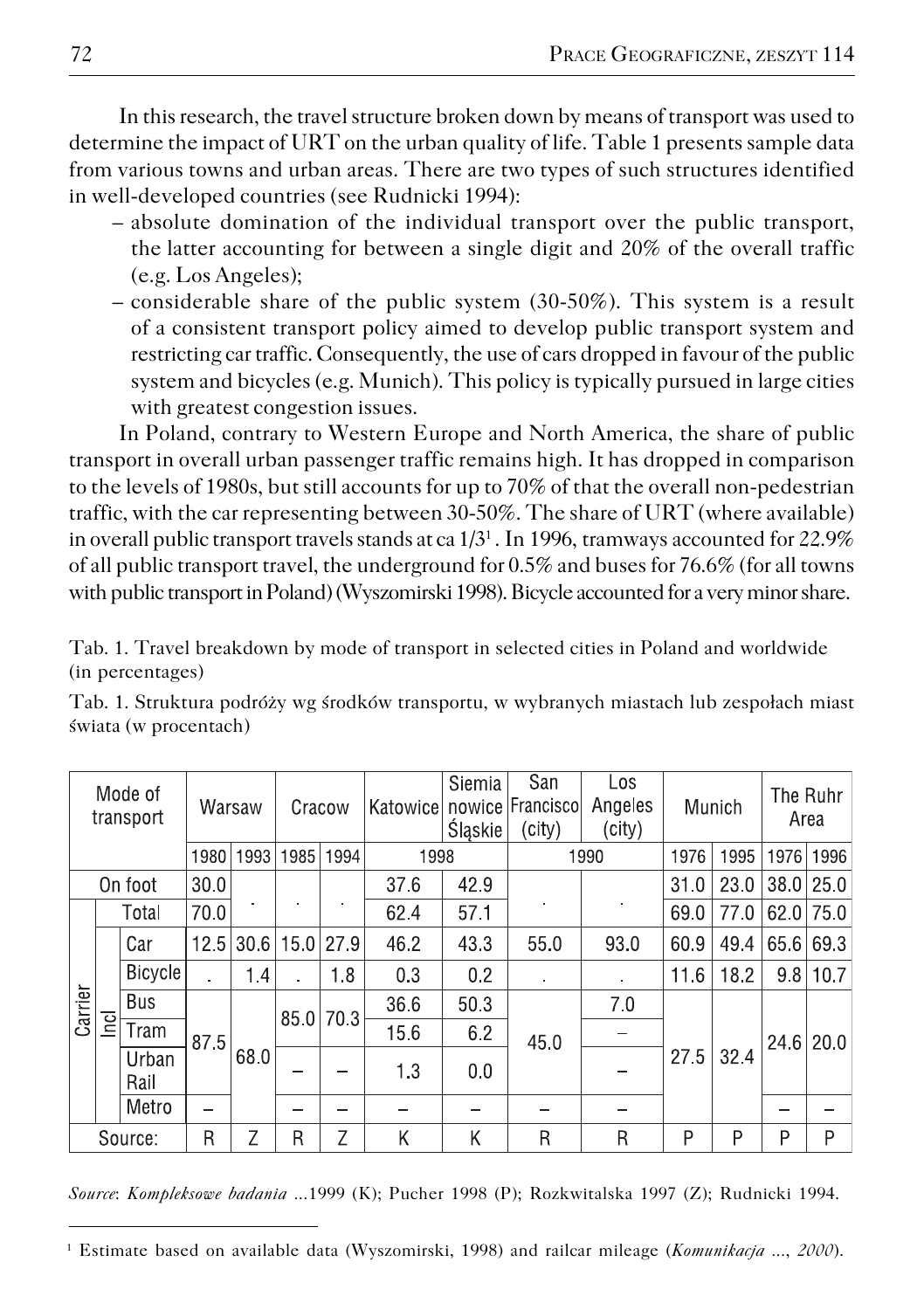In this research, the travel structure broken down by means of transport was used to determine the impact of URT on the urban quality of life. Table 1 presents sample data from various towns and urban areas. There are two types of such structures identified in well-developed countries (see Rudnicki 1994):

– absolute domination of the individual transport over the public transport, the latter accounting for between a single digit and 20% of the overall traffic (e.g. Los Angeles);

– considerable share of the public system (30-50%). This system is a result of a consistent transport policy aimed to develop public transport system and restricting car traffic. Consequently, the use of cars dropped in favour of the public system and bicycles (e.g. Munich). This policy is typically pursued in large cities with greatest congestion issues.

In Poland, contrary to Western Europe and North America, the share of public transport in overall urban passenger traffic remains high. It has dropped in comparison to the levels of 1980s, but still accounts for up to 70% of that the overall non-pedestrian traffic, with the car representing between 30-50%. The share of URT (where available) in overall public transport travels stands at ca 1/3[1]. In 1996, tramways accounted for 22.9% of all public transport travel, the underground for 0.5% and buses for 76.6% (for all towns with public transport in Poland) (Wyszomirski 1998). Bicycle accounted for a very minor share.

Tab. 1. Travel breakdown by mode of transport in selected cities in Poland and worldwide (in percentages)

Tab. 1. Struktura podróży wg środków transportu, w wybranych miastach lub zespołach miast świata (w procentach)

| Mode of transport | | | Warsaw | | Cracow | | Katowice | Siemianowice Śląskie | San Francisco (city) | Los Angeles (city) | Munich | | The Ruhr Area | |
|---|---|---|---|---|---|---|---|---|---|---|---|---|---|---|
| | | | 1980 | 1993 | 1985 | 1994 | 1998 | | 1990 | | 1976 | 1995 | 1976 | 1996 |
| On foot | | | 30.0 | . | . | . | 37.6 | 42.9 | . | . | 31.0 | 23.0 | 38.0 | 25.0 |
| Carrier | Total | | 70.0 | | | | 62.4 | 57.1 | | | 69.0 | 77.0 | 62.0 | 75.0 |
| | Incl | Car | 12.5 | 30.6 | 15.0 | 27.9 | 46.2 | 43.3 | 55.0 | 93.0 | 60.9 | 49.4 | 65.6 | 69.3 |
| | | Bicycle | . | 1.4 | . | 1.8 | 0.3 | 0.2 | . | . | 11.6 | 18.2 | 9.8 | 10.7 |
| | | Bus | 87.5 | 68.0 | 85.0 | 70.3 | 36.6 | 50.3 | 45.0 | 7.0 | 27.5 | 32.4 | 24.6 | 20.0 |
| | | Tram | | | | | 15.6 | 6.2 | | – | | | | |
| | | Urban Rail | | | – | – | 1.3 | 0.0 | | – | | | | |
| | | Metro | – | | – | – | – | – | – | – | | | – | – |
| Source: | | | R | Z | R | Z | K | K | R | R | P | P | P | P |

*Source*: *Kompleksowe badania* ...1999 (K); Pucher 1998 (P); Rozkwitalska 1997 (Z); Rudnicki 1994.

[1] Estimate based on available data (Wyszomirski, 1998) and railcar mileage (*Komunikacja* ..., *2000*).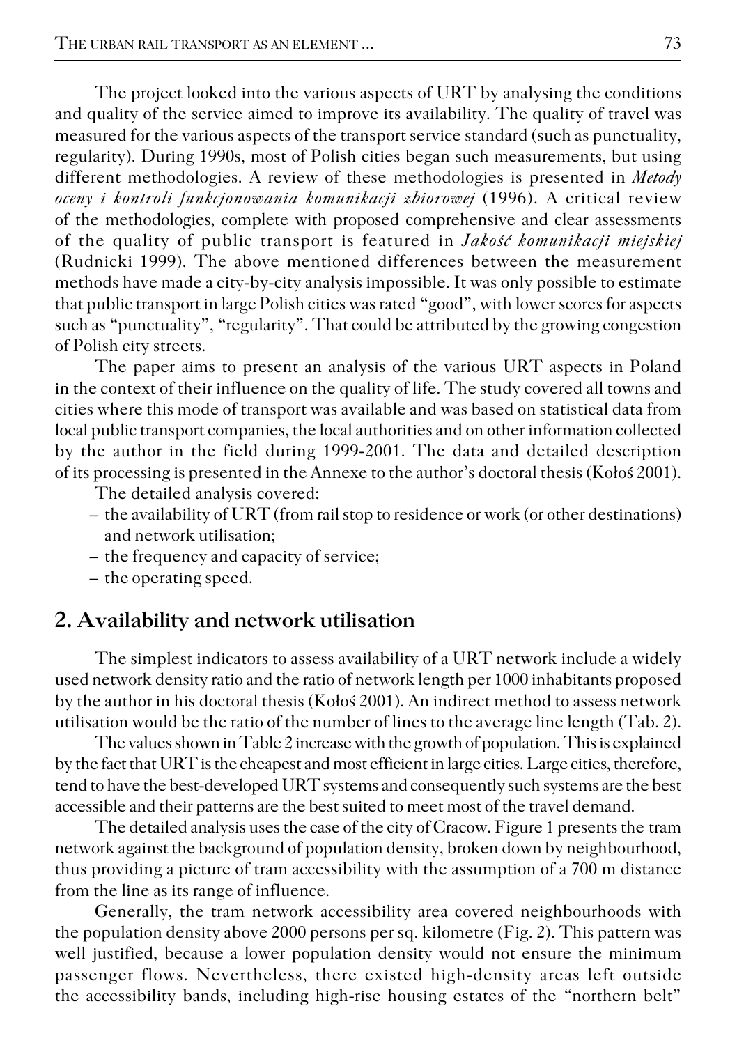The project looked into the various aspects of URT by analysing the conditions and quality of the service aimed to improve its availability. The quality of travel was measured for the various aspects of the transport service standard (such as punctuality, regularity). During 1990s, most of Polish cities began such measurements, but using different methodologies. A review of these methodologies is presented in *Metody oceny i kontroli funkcjonowania komunikacji zbiorowej* (1996). A critical review of the methodologies, complete with proposed comprehensive and clear assessments of the quality of public transport is featured in *Jakość komunikacji miejskiej* (Rudnicki 1999). The above mentioned differences between the measurement methods have made a city-by-city analysis impossible. It was only possible to estimate that public transport in large Polish cities was rated "good", with lower scores for aspects such as "punctuality", "regularity". That could be attributed by the growing congestion of Polish city streets.

The paper aims to present an analysis of the various URT aspects in Poland in the context of their influence on the quality of life. The study covered all towns and cities where this mode of transport was available and was based on statistical data from local public transport companies, the local authorities and on other information collected by the author in the field during 1999-2001. The data and detailed description of its processing is presented in the Annexe to the author's doctoral thesis (Kołoś 2001).

The detailed analysis covered:

- the availability of URT (from rail stop to residence or work (or other destinations) and network utilisation;
- the frequency and capacity of service;
- the operating speed.

## 2. Availability and network utilisation

The simplest indicators to assess availability of a URT network include a widely used network density ratio and the ratio of network length per 1000 inhabitants proposed by the author in his doctoral thesis (Kołoś 2001). An indirect method to assess network utilisation would be the ratio of the number of lines to the average line length (Tab. 2).

The values shown in Table 2 increase with the growth of population. This is explained by the fact that URT is the cheapest and most efficient in large cities. Large cities, therefore, tend to have the best-developed URT systems and consequently such systems are the best accessible and their patterns are the best suited to meet most of the travel demand.

The detailed analysis uses the case of the city of Cracow. Figure 1 presents the tram network against the background of population density, broken down by neighbourhood, thus providing a picture of tram accessibility with the assumption of a 700 m distance from the line as its range of influence.

Generally, the tram network accessibility area covered neighbourhoods with the population density above 2000 persons per sq. kilometre (Fig. 2). This pattern was well justified, because a lower population density would not ensure the minimum passenger flows. Nevertheless, there existed high-density areas left outside the accessibility bands, including high-rise housing estates of the "northern belt"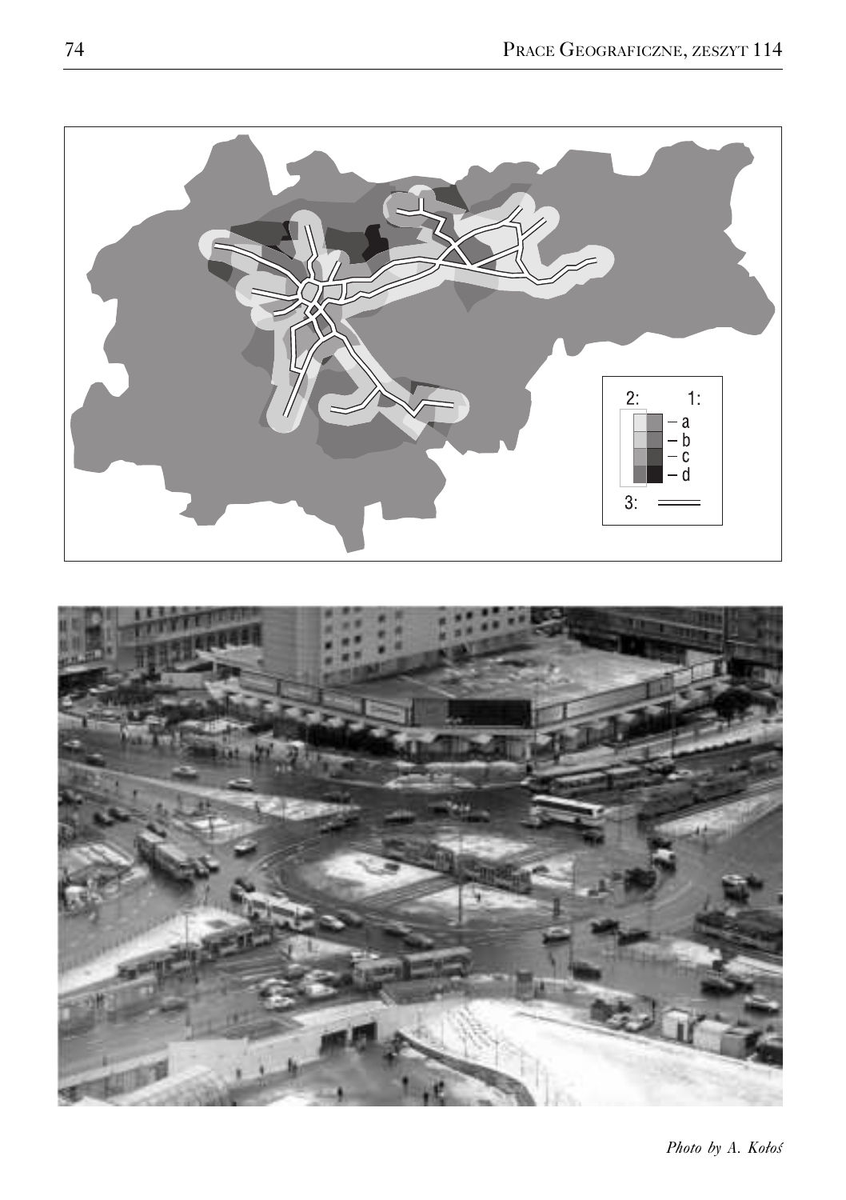2: 1:

– a
– b
– c
– d

3:

*Photo by A. Kołoś*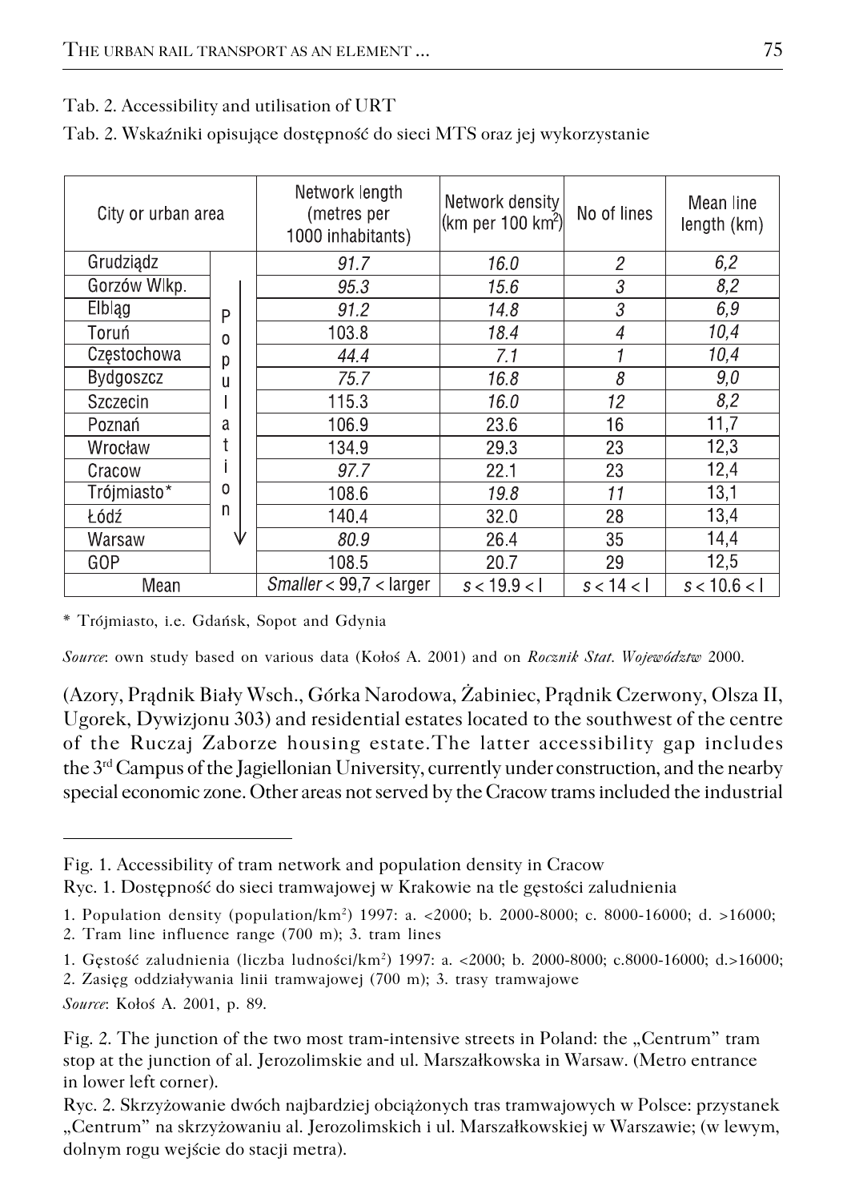Tab. 2. Accessibility and utilisation of URT

Tab. 2. Wskaźniki opisujące dostępność do sieci MTS oraz jej wykorzystanie

| City or urban area | | Network length (metres per 1000 inhabitants) | Network density (km per 100 km²) | No of lines | Mean line length (km) |
|---|---|---|---|---|---|
| Grudziądz | Population ↓ | *91.7* | *16.0* | *2* | *6,2* |
| Gorzów Wlkp. | | *95.3* | *15.6* | *3* | *8,2* |
| Elbląg | | *91.2* | *14.8* | *3* | *6,9* |
| Toruń | | 103.8 | *18.4* | *4* | *10,4* |
| Częstochowa | | *44.4* | *7.1* | *1* | *10,4* |
| Bydgoszcz | | *75.7* | *16.8* | *8* | *9,0* |
| Szczecin | | 115.3 | *16.0* | *12* | *8,2* |
| Poznań | | 106.9 | 23.6 | 16 | 11,7 |
| Wrocław | | 134.9 | 29.3 | 23 | 12,3 |
| Cracow | | *97.7* | 22.1 | 23 | 12,4 |
| Trójmiasto* | | 108.6 | *19.8* | *11* | 13,1 |
| Łódź | | 140.4 | 32.0 | 28 | 13,4 |
| Warsaw | | *80.9* | 26.4 | 35 | 14,4 |
| GOP | | 108.5 | 20.7 | 29 | 12,5 |
| Mean | | *Smaller* < 99,7 < larger | *s* < 19.9 < l | *s* < 14 < l | *s* < 10.6 < l |

\* Trójmiasto, i.e. Gdańsk, Sopot and Gdynia

*Source*: own study based on various data (Kołoś A. 2001) and on *Rocznik Stat. Województw* 2000.

(Azory, Prądnik Biały Wsch., Górka Narodowa, Żabiniec, Prądnik Czerwony, Olsza II, Ugorek, Dywizjonu 303) and residential estates located to the southwest of the centre of the Ruczaj Zaborze housing estate. The latter accessibility gap includes the 3rd Campus of the Jagiellonian University, currently under construction, and the nearby special economic zone. Other areas not served by the Cracow trams included the industrial

---

Fig. 1. Accessibility of tram network and population density in Cracow

Ryc. 1. Dostępność do sieci tramwajowej w Krakowie na tle gęstości zaludnienia

1. Population density (population/km²) 1997: a. <2000; b. 2000-8000; c. 8000-16000; d. >16000;
2. Tram line influence range (700 m); 3. tram lines

1. Gęstość zaludnienia (liczba ludności/km²) 1997: a. <2000; b. 2000-8000; c.8000-16000; d.>16000;
2. Zasięg oddziaływania linii tramwajowej (700 m); 3. trasy tramwajowe

*Source*: Kołoś A. 2001, p. 89.

Fig. 2. The junction of the two most tram-intensive streets in Poland: the „Centrum" tram stop at the junction of al. Jerozolimskie and ul. Marszałkowska in Warsaw. (Metro entrance in lower left corner).

Ryc. 2. Skrzyżowanie dwóch najbardziej obciążonych tras tramwajowych w Polsce: przystanek „Centrum" na skrzyżowaniu al. Jerozolimskich i ul. Marszałkowskiej w Warszawie; (w lewym, dolnym rogu wejście do stacji metra).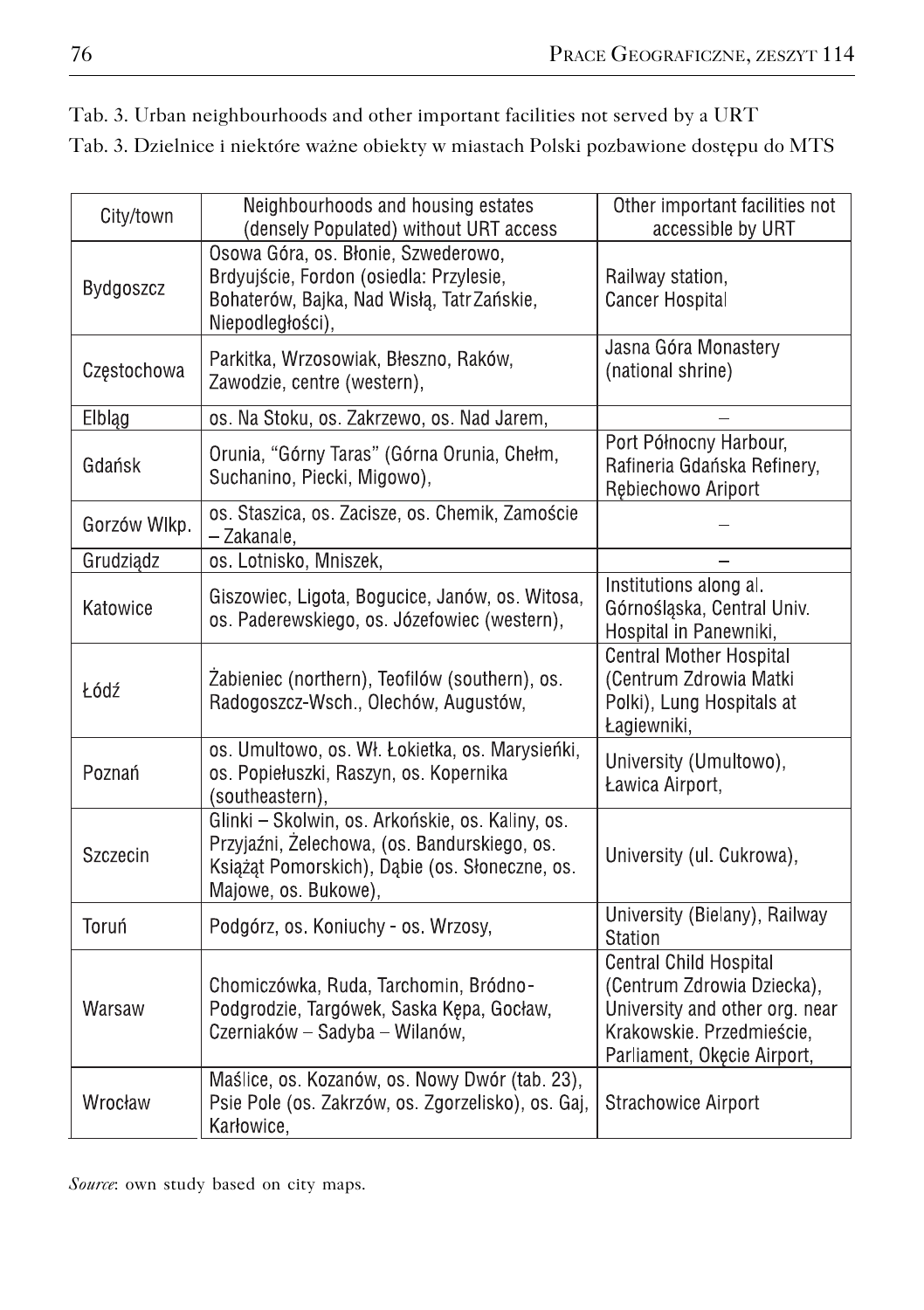Tab. 3. Urban neighbourhoods and other important facilities not served by a URT

Tab. 3. Dzielnice i niektóre ważne obiekty w miastach Polski pozbawione dostępu do MTS

| City/town | Neighbourhoods and housing estates (densely Populated) without URT access | Other important facilities not accessible by URT |
|---|---|---|
| Bydgoszcz | Osowa Góra, os. Błonie, Szwederowo, Brdyujście, Fordon (osiedla: Przylesie, Bohaterów, Bajka, Nad Wisłą, TatrZańskie, Niepodległości), | Railway station, Cancer Hospital |
| Częstochowa | Parkitka, Wrzosowiak, Błeszno, Raków, Zawodzie, centre (western), | Jasna Góra Monastery (national shrine) |
| Elbląg | os. Na Stoku, os. Zakrzewo, os. Nad Jarem, | – |
| Gdańsk | Orunia, "Górny Taras" (Górna Orunia, Chełm, Suchanino, Piecki, Migowo), | Port Północny Harbour, Rafineria Gdańska Refinery, Rębiechowo Ariport |
| Gorzów Wlkp. | os. Staszica, os. Zacisze, os. Chemik, Zamoście – Zakanale, | – |
| Grudziądz | os. Lotnisko, Mniszek, | – |
| Katowice | Giszowiec, Ligota, Bogucice, Janów, os. Witosa, os. Paderewskiego, os. Józefowiec (western), | Institutions along al. Górnośląska, Central Univ. Hospital in Panewniki, |
| Łódź | Żabieniec (northern), Teofilów (southern), os. Radogoszcz-Wsch., Olechów, Augustów, | Central Mother Hospital (Centrum Zdrowia Matki Polki), Lung Hospitals at Łagiewniki, |
| Poznań | os. Umultowo, os. Wł. Łokietka, os. Marysieńki, os. Popiełuszki, Raszyn, os. Kopernika (southeastern), | University (Umultowo), Ławica Airport, |
| Szczecin | Glinki – Skolwin, os. Arkońskie, os. Kaliny, os. Przyjaźni, Żelechowa, (os. Bandurskiego, os. Książąt Pomorskich), Dąbie (os. Słoneczne, os. Majowe, os. Bukowe), | University (ul. Cukrowa), |
| Toruń | Podgórz, os. Koniuchy - os. Wrzosy, | University (Bielany), Railway Station |
| Warsaw | Chomiczówka, Ruda, Tarchomin, Bródno-Podgrodzie, Targówek, Saska Kępa, Gocław, Czerniaków – Sadyba – Wilanów, | Central Child Hospital (Centrum Zdrowia Dziecka), University and other org. near Krakowskie. Przedmieście, Parliament, Okęcie Airport, |
| Wrocław | Maślice, os. Kozanów, os. Nowy Dwór (tab. 23), Psie Pole (os. Zakrzów, os. Zgorzelisko), os. Gaj, Karłowice, | Strachowice Airport |

*Source*: own study based on city maps.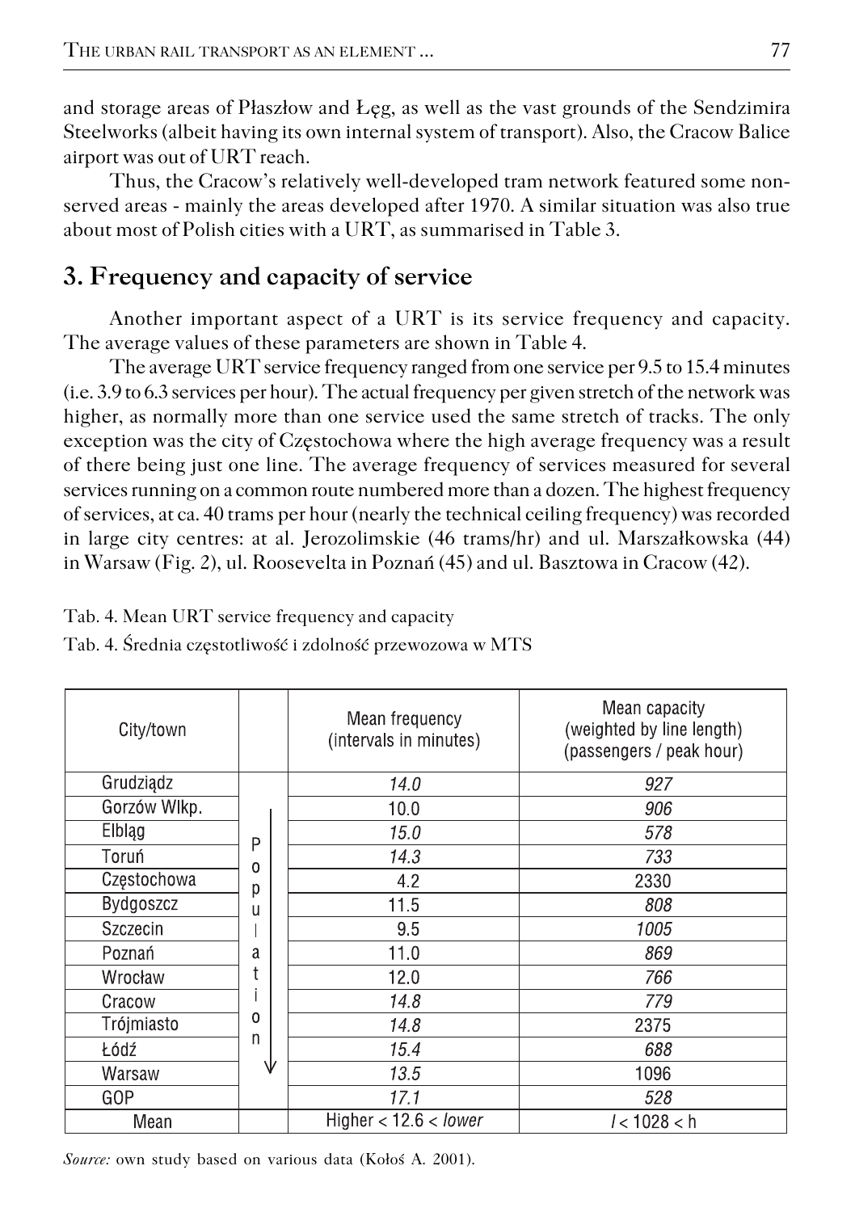and storage areas of Płaszłow and Łęg, as well as the vast grounds of the Sendzimira Steelworks (albeit having its own internal system of transport). Also, the Cracow Balice airport was out of URT reach.

Thus, the Cracow's relatively well-developed tram network featured some non-served areas - mainly the areas developed after 1970. A similar situation was also true about most of Polish cities with a URT, as summarised in Table 3.

## 3. Frequency and capacity of service

Another important aspect of a URT is its service frequency and capacity. The average values of these parameters are shown in Table 4.

The average URT service frequency ranged from one service per 9.5 to 15.4 minutes (i.e. 3.9 to 6.3 services per hour). The actual frequency per given stretch of the network was higher, as normally more than one service used the same stretch of tracks. The only exception was the city of Częstochowa where the high average frequency was a result of there being just one line. The average frequency of services measured for several services running on a common route numbered more than a dozen. The highest frequency of services, at ca. 40 trams per hour (nearly the technical ceiling frequency) was recorded in large city centres: at al. Jerozolimskie (46 trams/hr) and ul. Marszałkowska (44) in Warsaw (Fig. 2), ul. Roosevelta in Poznań (45) and ul. Basztowa in Cracow (42).

Tab. 4. Mean URT service frequency and capacity

Tab. 4. Średnia częstotliwość i zdolność przewozowa w MTS

| City/town | | Mean frequency (intervals in minutes) | Mean capacity (weighted by line length) (passengers / peak hour) |
|---|---|---|---|
| Grudziądz | Population ↓ | *14.0* | *927* |
| Gorzów Wlkp. | | 10.0 | *906* |
| Elbląg | | *15.0* | *578* |
| Toruń | | *14.3* | *733* |
| Częstochowa | | 4.2 | 2330 |
| Bydgoszcz | | 11.5 | *808* |
| Szczecin | | 9.5 | *1005* |
| Poznań | | 11.0 | *869* |
| Wrocław | | 12.0 | *766* |
| Cracow | | *14.8* | *779* |
| Trójmiasto | | *14.8* | 2375 |
| Łódź | | *15.4* | *688* |
| Warsaw | | *13.5* | 1096 |
| GOP | | *17.1* | *528* |
| Mean | | Higher < 12.6 < *lower* | *l* < 1028 < h |

*Source:* own study based on various data (Kołoś A. 2001).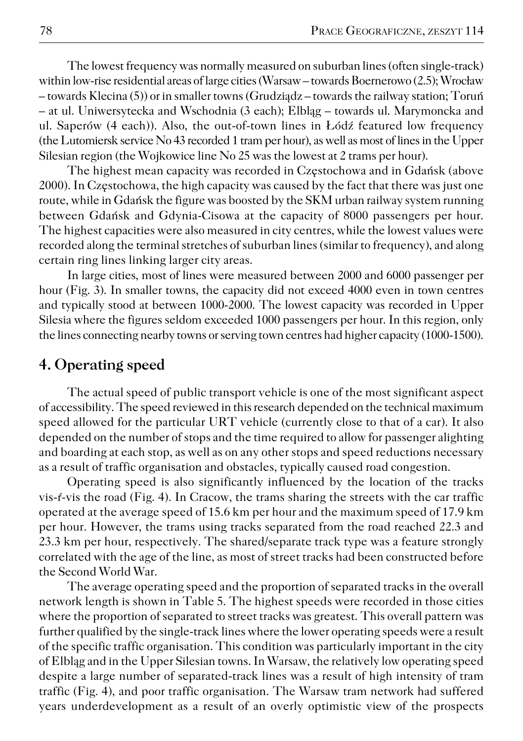The lowest frequency was normally measured on suburban lines (often single-track) within low-rise residential areas of large cities (Warsaw – towards Boernerowo (2.5); Wrocław – towards Klecina (5)) or in smaller towns (Grudziądz – towards the railway station; Toruń – at ul. Uniwersytecka and Wschodnia (3 each); Elbląg – towards ul. Marymoncka and ul. Saperów (4 each)). Also, the out-of-town lines in Łódź featured low frequency (the Lutomiersk service No 43 recorded 1 tram per hour), as well as most of lines in the Upper Silesian region (the Wojkowice line No 25 was the lowest at 2 trams per hour).

The highest mean capacity was recorded in Częstochowa and in Gdańsk (above 2000). In Częstochowa, the high capacity was caused by the fact that there was just one route, while in Gdańsk the figure was boosted by the SKM urban railway system running between Gdańsk and Gdynia-Cisowa at the capacity of 8000 passengers per hour. The highest capacities were also measured in city centres, while the lowest values were recorded along the terminal stretches of suburban lines (similar to frequency), and along certain ring lines linking larger city areas.

In large cities, most of lines were measured between 2000 and 6000 passenger per hour (Fig. 3). In smaller towns, the capacity did not exceed 4000 even in town centres and typically stood at between 1000-2000. The lowest capacity was recorded in Upper Silesia where the figures seldom exceeded 1000 passengers per hour. In this region, only the lines connecting nearby towns or serving town centres had higher capacity (1000-1500).

## 4. Operating speed

The actual speed of public transport vehicle is one of the most significant aspect of accessibility. The speed reviewed in this research depended on the technical maximum speed allowed for the particular URT vehicle (currently close to that of a car). It also depended on the number of stops and the time required to allow for passenger alighting and boarding at each stop, as well as on any other stops and speed reductions necessary as a result of traffic organisation and obstacles, typically caused road congestion.

Operating speed is also significantly influenced by the location of the tracks vis-ŕ-vis the road (Fig. 4). In Cracow, the trams sharing the streets with the car traffic operated at the average speed of 15.6 km per hour and the maximum speed of 17.9 km per hour. However, the trams using tracks separated from the road reached 22.3 and 23.3 km per hour, respectively. The shared/separate track type was a feature strongly correlated with the age of the line, as most of street tracks had been constructed before the Second World War.

The average operating speed and the proportion of separated tracks in the overall network length is shown in Table 5. The highest speeds were recorded in those cities where the proportion of separated to street tracks was greatest. This overall pattern was further qualified by the single-track lines where the lower operating speeds were a result of the specific traffic organisation. This condition was particularly important in the city of Elbląg and in the Upper Silesian towns. In Warsaw, the relatively low operating speed despite a large number of separated-track lines was a result of high intensity of tram traffic (Fig. 4), and poor traffic organisation. The Warsaw tram network had suffered years underdevelopment as a result of an overly optimistic view of the prospects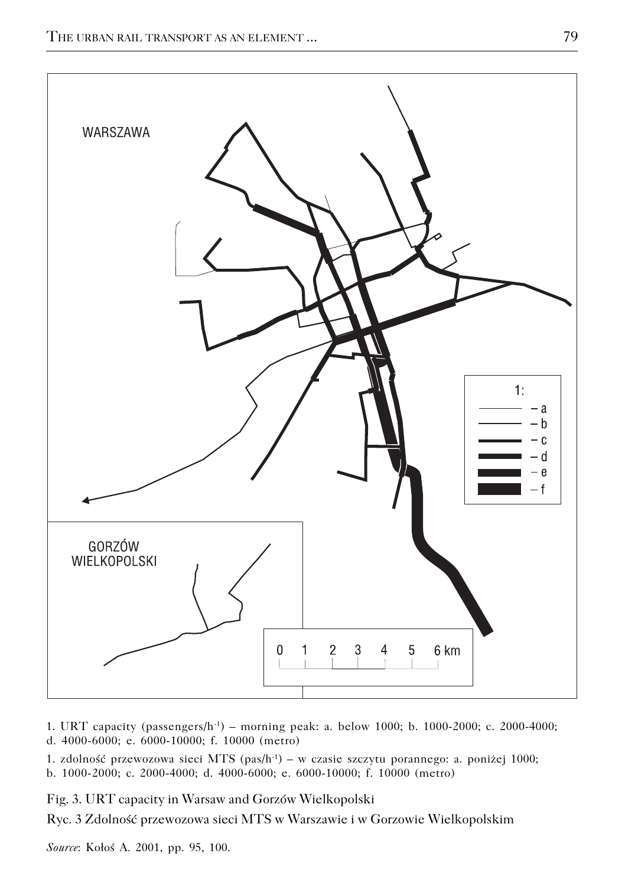1. URT capacity (passengers/h$^{-1}$) – morning peak: a. below 1000; b. 1000-2000; c. 2000-4000; d. 4000-6000; e. 6000-10000; f. 10000 (metro)

1. zdolność przewozowa sieci MTS (pas/h$^{-1}$) – w czasie szczytu porannego: a. poniżej 1000; b. 1000-2000; c. 2000-4000; d. 4000-6000; e. 6000-10000; f. 10000 (metro)

Fig. 3. URT capacity in Warsaw and Gorzów Wielkopolski

Ryc. 3 Zdolność przewozowa sieci MTS w Warszawie i w Gorzowie Wielkopolskim

*Source*: Kołoś A. 2001, pp. 95, 100.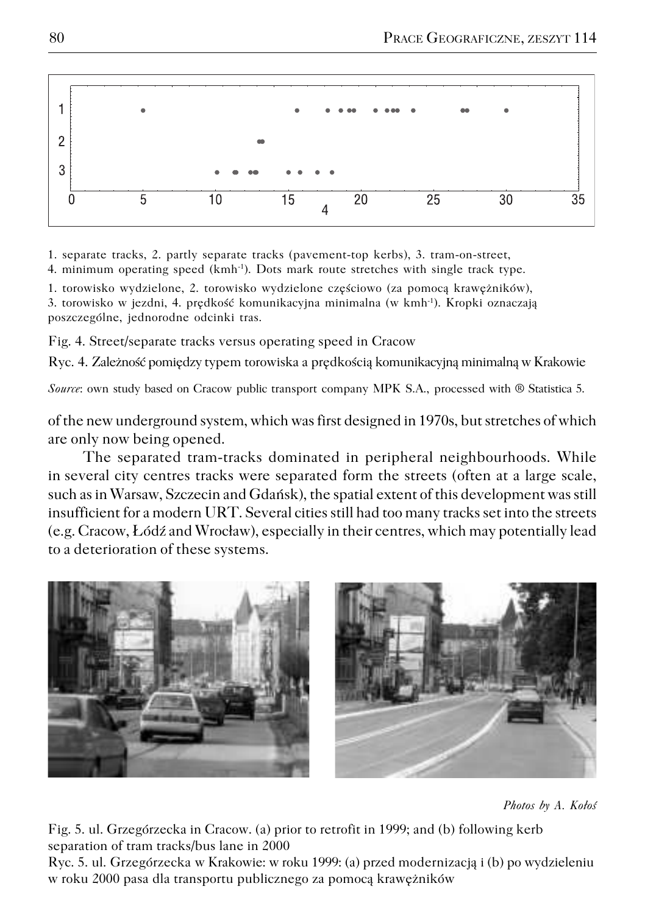1. separate tracks, 2. partly separate tracks (pavement-top kerbs), 3. tram-on-street, 4. minimum operating speed (kmh[-1]). Dots mark route stretches with single track type.

1. torowisko wydzielone, 2. torowisko wydzielone częściowo (za pomocą krawężników), 3. torowisko w jezdni, 4. prędkość komunikacyjna minimalna (w kmh[-1]). Kropki oznaczają poszczególne, jednorodne odcinki tras.

Fig. 4. Street/separate tracks versus operating speed in Cracow

Ryc. 4. Zależność pomiędzy typem torowiska a prędkością komunikacyjną minimalną w Krakowie

*Source*: own study based on Cracow public transport company MPK S.A., processed with ® Statistica 5.

of the new underground system, which was first designed in 1970s, but stretches of which are only now being opened.

The separated tram-tracks dominated in peripheral neighbourhoods. While in several city centres tracks were separated form the streets (often at a large scale, such as in Warsaw, Szczecin and Gdańsk), the spatial extent of this development was still insufficient for a modern URT. Several cities still had too many tracks set into the streets (e.g. Cracow, Łódź and Wrocław), especially in their centres, which may potentially lead to a deterioration of these systems.

*Photos by A. Kołoś*

Fig. 5. ul. Grzegórzecka in Cracow. (a) prior to retrofit in 1999; and (b) following kerb separation of tram tracks/bus lane in 2000

Ryc. 5. ul. Grzegórzecka w Krakowie: w roku 1999: (a) przed modernizacją i (b) po wydzieleniu w roku 2000 pasa dla transportu publicznego za pomocą krawężników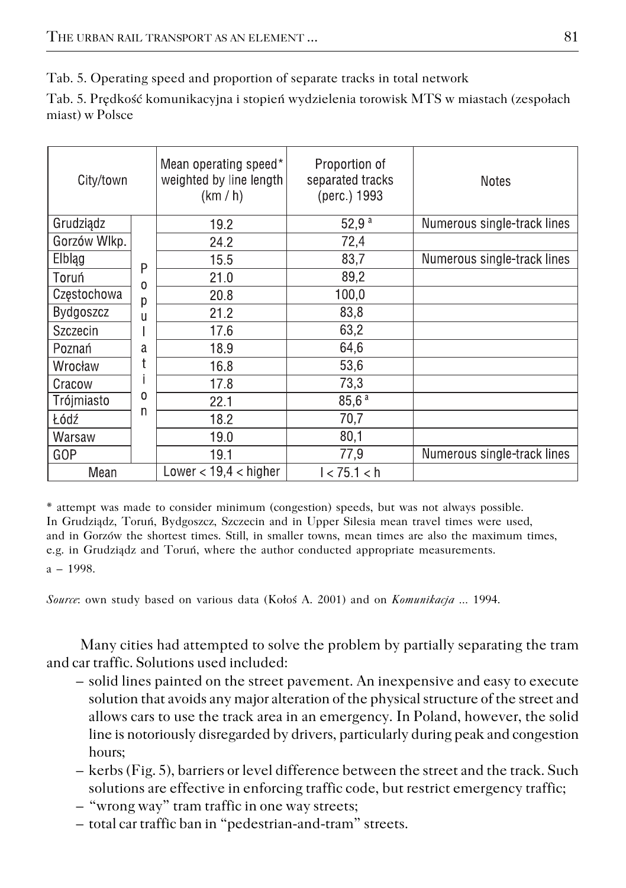Tab. 5. Operating speed and proportion of separate tracks in total network

Tab. 5. Prędkość komunikacyjna i stopień wydzielenia torowisk MTS w miastach (zespołach miast) w Polsce

| City/town | | Mean operating speed* weighted by line length (km / h) | Proportion of separated tracks (perc.) 1993 | Notes |
|---|---|---|---|---|
| Grudziądz | Population | 19.2 | 52,9 [a] | Numerous single-track lines |
| Gorzów Wlkp. | | 24.2 | 72,4 | |
| Elbląg | | 15.5 | 83,7 | Numerous single-track lines |
| Toruń | | 21.0 | 89,2 | |
| Częstochowa | | 20.8 | 100,0 | |
| Bydgoszcz | | 21.2 | 83,8 | |
| Szczecin | | 17.6 | 63,2 | |
| Poznań | | 18.9 | 64,6 | |
| Wrocław | | 16.8 | 53,6 | |
| Cracow | | 17.8 | 73,3 | |
| Trójmiasto | | 22.1 | 85,6 [a] | |
| Łódź | | 18.2 | 70,7 | |
| Warsaw | | 19.0 | 80,1 | |
| GOP | | 19.1 | 77,9 | Numerous single-track lines |
| Mean | | Lower < 19,4 < higher | l < 75.1 < h | |

* attempt was made to consider minimum (congestion) speeds, but was not always possible. In Grudziądz, Toruń, Bydgoszcz, Szczecin and in Upper Silesia mean travel times were used, and in Gorzów the shortest times. Still, in smaller towns, mean times are also the maximum times, e.g. in Grudziądz and Toruń, where the author conducted appropriate measurements.

a – 1998.

*Source*: own study based on various data (Kołoś A. 2001) and on *Komunikacja* ... 1994.

Many cities had attempted to solve the problem by partially separating the tram and car traffic. Solutions used included:

- solid lines painted on the street pavement. An inexpensive and easy to execute solution that avoids any major alteration of the physical structure of the street and allows cars to use the track area in an emergency. In Poland, however, the solid line is notoriously disregarded by drivers, particularly during peak and congestion hours;
- kerbs (Fig. 5), barriers or level difference between the street and the track. Such solutions are effective in enforcing traffic code, but restrict emergency traffic;
- "wrong way" tram traffic in one way streets;
- total car traffic ban in "pedestrian-and-tram" streets.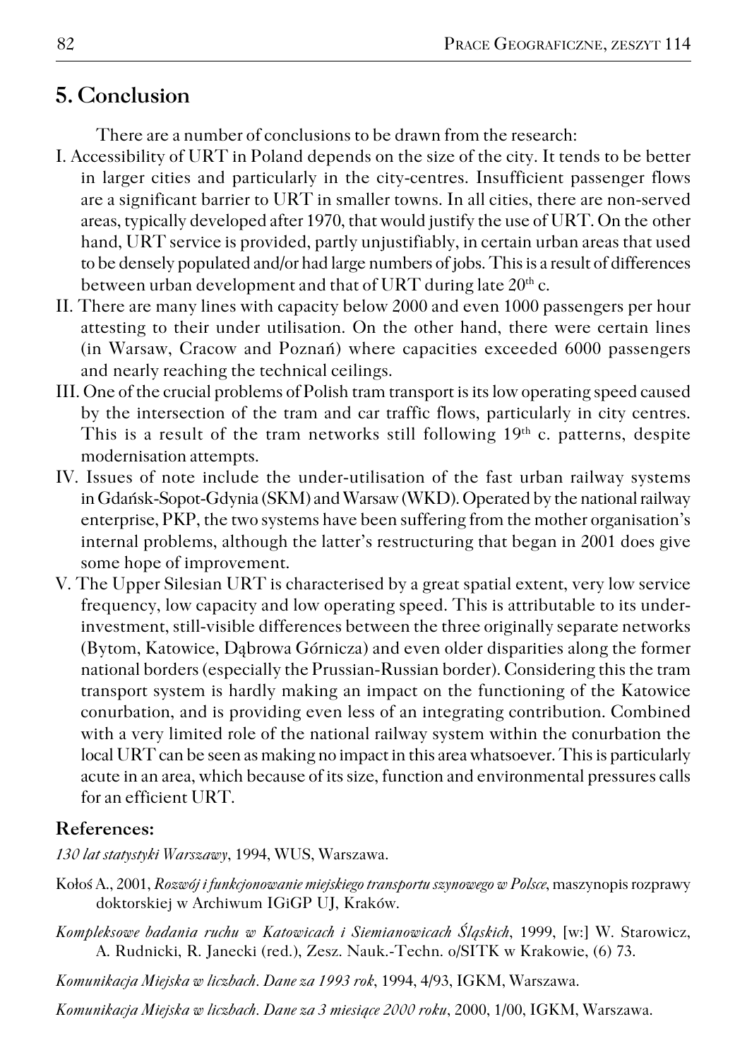## 5. Conclusion

There are a number of conclusions to be drawn from the research:

I. Accessibility of URT in Poland depends on the size of the city. It tends to be better in larger cities and particularly in the city-centres. Insufficient passenger flows are a significant barrier to URT in smaller towns. In all cities, there are non-served areas, typically developed after 1970, that would justify the use of URT. On the other hand, URT service is provided, partly unjustifiably, in certain urban areas that used to be densely populated and/or had large numbers of jobs. This is a result of differences between urban development and that of URT during late 20th c.

II. There are many lines with capacity below 2000 and even 1000 passengers per hour attesting to their under utilisation. On the other hand, there were certain lines (in Warsaw, Cracow and Poznań) where capacities exceeded 6000 passengers and nearly reaching the technical ceilings.

III. One of the crucial problems of Polish tram transport is its low operating speed caused by the intersection of the tram and car traffic flows, particularly in city centres. This is a result of the tram networks still following 19th c. patterns, despite modernisation attempts.

IV. Issues of note include the under-utilisation of the fast urban railway systems in Gdańsk-Sopot-Gdynia (SKM) and Warsaw (WKD). Operated by the national railway enterprise, PKP, the two systems have been suffering from the mother organisation's internal problems, although the latter's restructuring that began in 2001 does give some hope of improvement.

V. The Upper Silesian URT is characterised by a great spatial extent, very low service frequency, low capacity and low operating speed. This is attributable to its under-investment, still-visible differences between the three originally separate networks (Bytom, Katowice, Dąbrowa Górnicza) and even older disparities along the former national borders (especially the Prussian-Russian border). Considering this the tram transport system is hardly making an impact on the functioning of the Katowice conurbation, and is providing even less of an integrating contribution. Combined with a very limited role of the national railway system within the conurbation the local URT can be seen as making no impact in this area whatsoever. This is particularly acute in an area, which because of its size, function and environmental pressures calls for an efficient URT.

### References:

*130 lat statystyki Warszawy*, 1994, WUS, Warszawa.

Kołoś A., 2001, *Rozwój i funkcjonowanie miejskiego transportu szynowego w Polsce*, maszynopis rozprawy doktorskiej w Archiwum IGiGP UJ, Kraków.

*Kompleksowe badania ruchu w Katowicach i Siemianowicach Śląskich*, 1999, [w:] W. Starowicz, A. Rudnicki, R. Janecki (red.), Zesz. Nauk.-Techn. o/SITK w Krakowie, (6) 73.

*Komunikacja Miejska w liczbach. Dane za 1993 rok*, 1994, 4/93, IGKM, Warszawa.

*Komunikacja Miejska w liczbach. Dane za 3 miesiące 2000 roku*, 2000, 1/00, IGKM, Warszawa.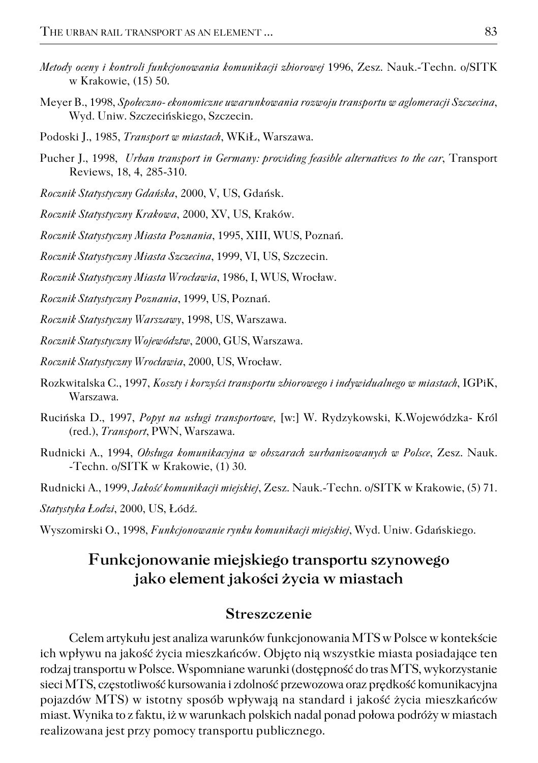*Metody oceny i kontroli funkcjonowania komunikacji zbiorowej* 1996, Zesz. Nauk.-Techn. o/SITK w Krakowie, (15) 50.

Meyer B., 1998, *Społeczno- ekonomiczne uwarunkowania rozwoju transportu w aglomeracji Szczecina*, Wyd. Uniw. Szczecińskiego, Szczecin.

Podoski J., 1985, *Transport w miastach*, WKiŁ, Warszawa.

Pucher J., 1998, *Urban transport in Germany: providing feasible alternatives to the car*, Transport Reviews, 18, 4, 285-310.

*Rocznik Statystyczny Gdańska*, 2000, V, US, Gdańsk.

*Rocznik Statystyczny Krakowa*, 2000, XV, US, Kraków.

*Rocznik Statystyczny Miasta Poznania*, 1995, XIII, WUS, Poznań.

*Rocznik Statystyczny Miasta Szczecina*, 1999, VI, US, Szczecin.

*Rocznik Statystyczny Miasta Wrocławia*, 1986, I, WUS, Wrocław.

*Rocznik Statystyczny Poznania*, 1999, US, Poznań.

*Rocznik Statystyczny Warszawy*, 1998, US, Warszawa.

*Rocznik Statystyczny Województw*, 2000, GUS, Warszawa.

*Rocznik Statystyczny Wrocławia*, 2000, US, Wrocław.

Rozkwitalska C., 1997, *Koszty i korzyści transportu zbiorowego i indywidualnego w miastach*, IGPiK, Warszawa.

Rucińska D., 1997, *Popyt na usługi transportowe,* [w:] W. Rydzykowski, K.Wojewódzka- Król (red.), *Transport*, PWN, Warszawa.

Rudnicki A., 1994, *Obsługa komunikacyjna w obszarach zurbanizowanych w Polsce*, Zesz. Nauk. -Techn. o/SITK w Krakowie, (1) 30.

Rudnicki A., 1999, *Jakość komunikacji miejskiej*, Zesz. Nauk.-Techn. o/SITK w Krakowie, (5) 71.

*Statystyka Łodzi*, 2000, US, Łódź.

Wyszomirski O., 1998, *Funkcjonowanie rynku komunikacji miejskiej*, Wyd. Uniw. Gdańskiego.

## Funkcjonowanie miejskiego transportu szynowego jako element jakości życia w miastach

### Streszczenie

Celem artykułu jest analiza warunków funkcjonowania MTS w Polsce w kontekście ich wpływu na jakość życia mieszkańców. Objęto nią wszystkie miasta posiadające ten rodzaj transportu w Polsce. Wspomniane warunki (dostępność do tras MTS, wykorzystanie sieci MTS, częstotliwość kursowania i zdolność przewozowa oraz prędkość komunikacyjna pojazdów MTS) w istotny sposób wpływają na standard i jakość życia mieszkańców miast. Wynika to z faktu, iż w warunkach polskich nadal ponad połowa podróży w miastach realizowana jest przy pomocy transportu publicznego.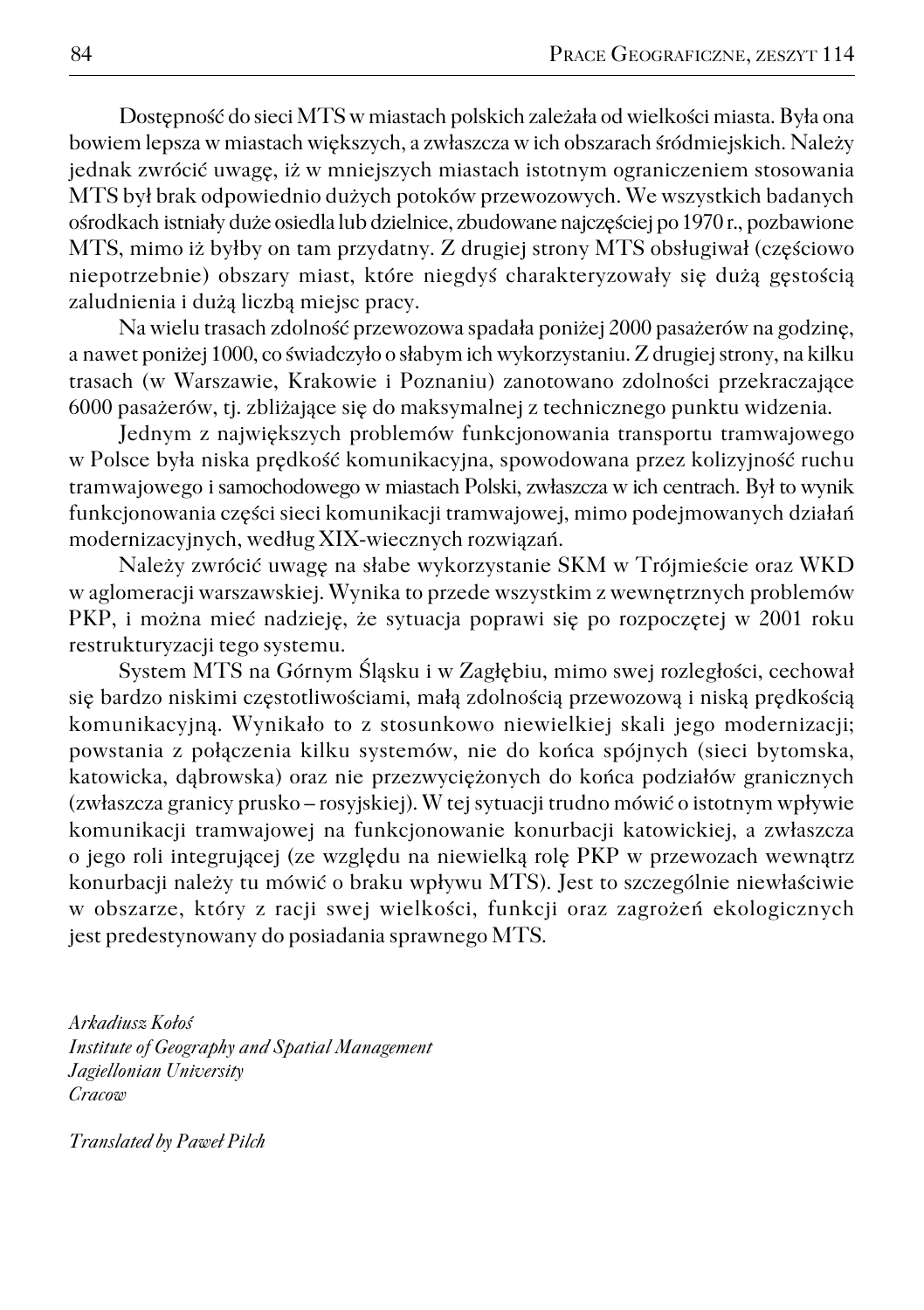Dostępność do sieci MTS w miastach polskich zależała od wielkości miasta. Była ona bowiem lepsza w miastach większych, a zwłaszcza w ich obszarach śródmiejskich. Należy jednak zwrócić uwagę, iż w mniejszych miastach istotnym ograniczeniem stosowania MTS był brak odpowiednio dużych potoków przewozowych. We wszystkich badanych ośrodkach istniały duże osiedla lub dzielnice, zbudowane najczęściej po 1970 r., pozbawione MTS, mimo iż byłby on tam przydatny. Z drugiej strony MTS obsługiwał (częściowo niepotrzebnie) obszary miast, które niegdyś charakteryzowały się dużą gęstością zaludnienia i dużą liczbą miejsc pracy.

Na wielu trasach zdolność przewozowa spadała poniżej 2000 pasażerów na godzinę, a nawet poniżej 1000, co świadczyło o słabym ich wykorzystaniu. Z drugiej strony, na kilku trasach (w Warszawie, Krakowie i Poznaniu) zanotowano zdolności przekraczające 6000 pasażerów, tj. zbliżające się do maksymalnej z technicznego punktu widzenia.

Jednym z największych problemów funkcjonowania transportu tramwajowego w Polsce była niska prędkość komunikacyjna, spowodowana przez kolizyjność ruchu tramwajowego i samochodowego w miastach Polski, zwłaszcza w ich centrach. Był to wynik funkcjonowania części sieci komunikacji tramwajowej, mimo podejmowanych działań modernizacyjnych, według XIX-wiecznych rozwiązań.

Należy zwrócić uwagę na słabe wykorzystanie SKM w Trójmieście oraz WKD w aglomeracji warszawskiej. Wynika to przede wszystkim z wewnętrznych problemów PKP, i można mieć nadzieję, że sytuacja poprawi się po rozpoczętej w 2001 roku restrukturyzacji tego systemu.

System MTS na Górnym Śląsku i w Zagłębiu, mimo swej rozległości, cechował się bardzo niskimi częstotliwościami, małą zdolnością przewozową i niską prędkością komunikacyjną. Wynikało to z stosunkowo niewielkiej skali jego modernizacji; powstania z połączenia kilku systemów, nie do końca spójnych (sieci bytomska, katowicka, dąbrowska) oraz nie przezwyciężonych do końca podziałów granicznych (zwłaszcza granicy prusko – rosyjskiej). W tej sytuacji trudno mówić o istotnym wpływie komunikacji tramwajowej na funkcjonowanie konurbacji katowickiej, a zwłaszcza o jego roli integrującej (ze względu na niewielką rolę PKP w przewozach wewnątrz konurbacji należy tu mówić o braku wpływu MTS). Jest to szczególnie niewłaściwie w obszarze, który z racji swej wielkości, funkcji oraz zagrożeń ekologicznych jest predestynowany do posiadania sprawnego MTS.

*Arkadiusz Kołoś*
*Institute of Geography and Spatial Management*
*Jagiellonian University*
*Cracow*

*Translated by Paweł Pilch*